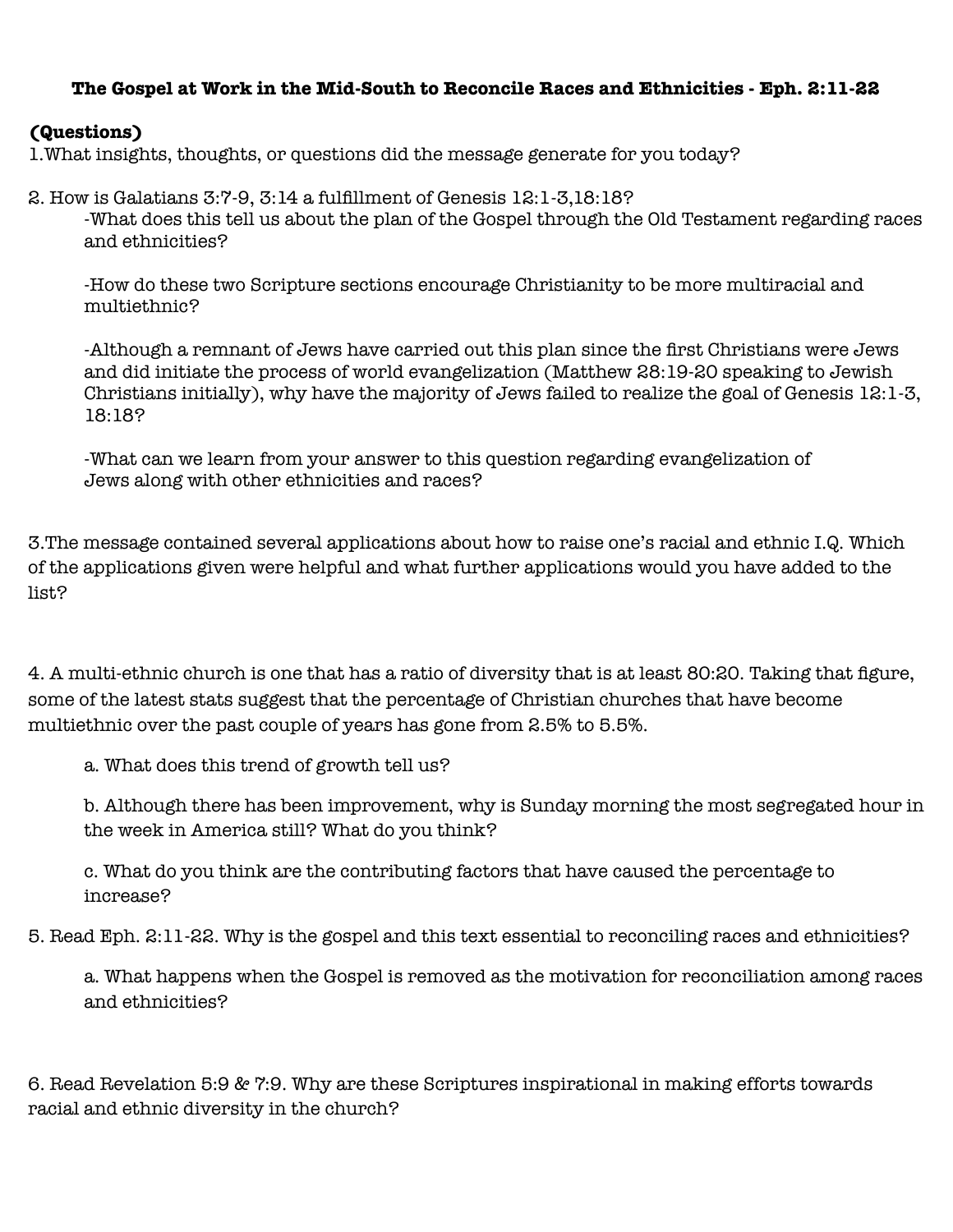# The Gospel at Work in the Mid-South to Reconcile Races and Ethnicities - Eph. 2:11-22

**(Questions)**

1.What insights, thoughts, or questions did the message generate for you today?

2. How is Galatians 3:7-9, 3:14 a fulfillment of Genesis 12:1-3,18:18?

   -What does this tell us about the plan of the Gospel through the Old Testament regarding races and ethnicities?

   -How do these two Scripture sections encourage Christianity to be more multiracial and multiethnic?

   -Although a remnant of Jews have carried out this plan since the first Christians were Jews and did initiate the process of world evangelization (Matthew 28:19-20 speaking to Jewish Christians initially), why have the majority of Jews failed to realize the goal of Genesis 12:1-3, 18:18?

   -What can we learn from your answer to this question regarding evangelization of Jews along with other ethnicities and races?

3.The message contained several applications about how to raise one's racial and ethnic I.Q. Which of the applications given were helpful and what further applications would you have added to the list?

4. A multi-ethnic church is one that has a ratio of diversity that is at least 80:20. Taking that figure, some of the latest stats suggest that the percentage of Christian churches that have become multiethnic over the past couple of years has gone from 2.5% to 5.5%.

   a. What does this trend of growth tell us?

   b. Although there has been improvement, why is Sunday morning the most segregated hour in the week in America still? What do you think?

   c. What do you think are the contributing factors that have caused the percentage to increase?

5. Read Eph. 2:11-22. Why is the gospel and this text essential to reconciling races and ethnicities?

   a. What happens when the Gospel is removed as the motivation for reconciliation among races and ethnicities?

6. Read Revelation 5:9 & 7:9. Why are these Scriptures inspirational in making efforts towards racial and ethnic diversity in the church?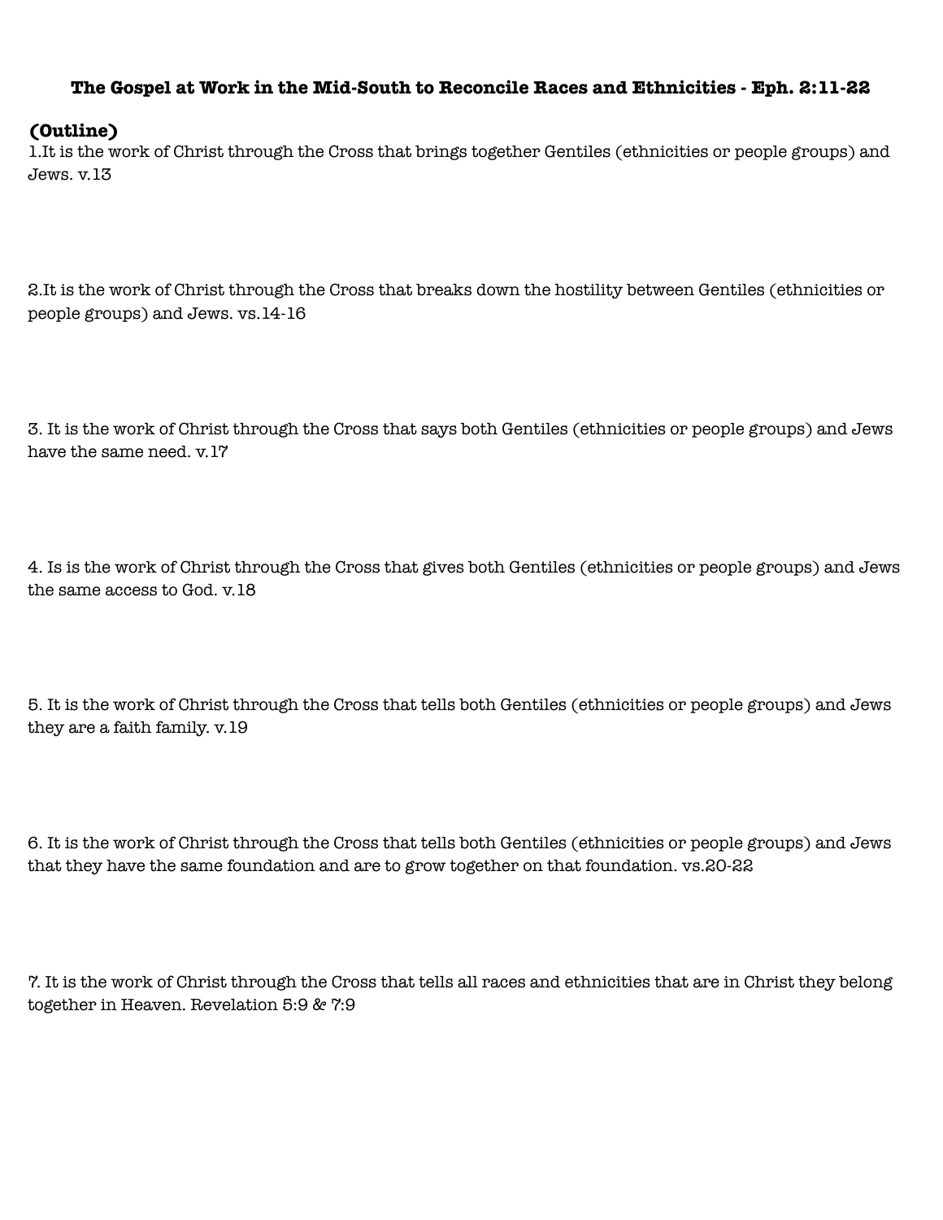## The Gospel at Work in the Mid-South to Reconcile Races and Ethnicities - Eph. 2:11-22

**(Outline)**

1.It is the work of Christ through the Cross that brings together Gentiles (ethnicities or people groups) and Jews. v.13

2.It is the work of Christ through the Cross that breaks down the hostility between Gentiles (ethnicities or people groups) and Jews. vs.14-16

3. It is the work of Christ through the Cross that says both Gentiles (ethnicities or people groups) and Jews have the same need. v.17

4. Is is the work of Christ through the Cross that gives both Gentiles (ethnicities or people groups) and Jews the same access to God. v.18

5. It is the work of Christ through the Cross that tells both Gentiles (ethnicities or people groups) and Jews they are a faith family. v.19

6. It is the work of Christ through the Cross that tells both Gentiles (ethnicities or people groups) and Jews that they have the same foundation and are to grow together on that foundation. vs.20-22

7. It is the work of Christ through the Cross that tells all races and ethnicities that are in Christ they belong together in Heaven. Revelation 5:9 & 7:9